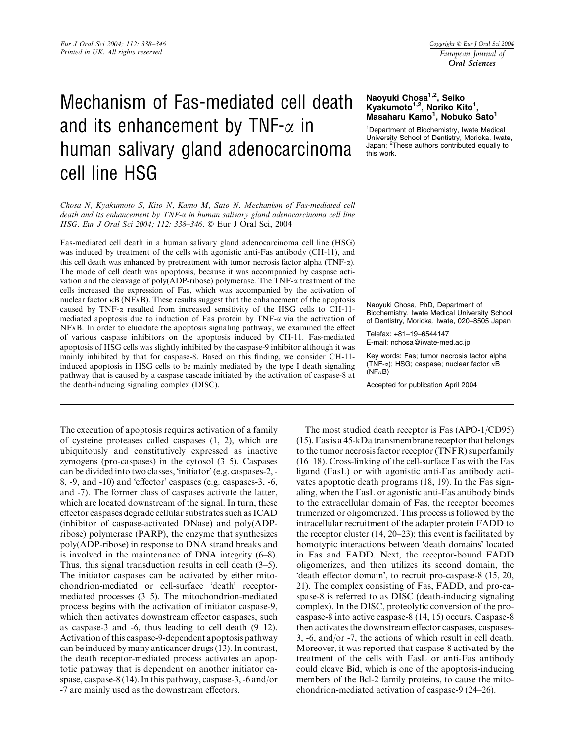# Mechanism of Fas-mediated cell death and its enhancement by TNF-α in human salivary gland adenocarcinoma cell line HSG

**Naoyuki Chosa[1,2], Seiko Kyakumoto[1,2], Noriko Kito[1], Masaharu Kamo[1], Nobuko Sato[1]**

[1]Department of Biochemistry, Iwate Medical University School of Dentistry, Morioka, Iwate, Japan; [2]These authors contributed equally to this work.

*Chosa N, Kyakumoto S, Kito N, Kamo M, Sato N. Mechanism of Fas-mediated cell death and its enhancement by TNF-α in human salivary gland adenocarcinoma cell line HSG. Eur J Oral Sci 2004; 112: 338–346.* © Eur J Oral Sci, 2004

Fas-mediated cell death in a human salivary gland adenocarcinoma cell line (HSG) was induced by treatment of the cells with agonistic anti-Fas antibody (CH-11), and this cell death was enhanced by pretreatment with tumor necrosis factor alpha (TNF-α). The mode of cell death was apoptosis, because it was accompanied by caspase activation and the cleavage of poly(ADP-ribose) polymerase. The TNF-α treatment of the cells increased the expression of Fas, which was accompanied by the activation of nuclear factor κB (NFκB). These results suggest that the enhancement of the apoptosis caused by TNF-α resulted from increased sensitivity of the HSG cells to CH-11-mediated apoptosis due to induction of Fas protein by TNF-α via the activation of NFκB. In order to elucidate the apoptosis signaling pathway, we examined the effect of various caspase inhibitors on the apoptosis induced by CH-11. Fas-mediated apoptosis of HSG cells was slightly inhibited by the caspase-9 inhibitor although it was mainly inhibited by that for caspase-8. Based on this finding, we consider CH-11-induced apoptosis in HSG cells to be mainly mediated by the type I death signaling pathway that is caused by a caspase cascade initiated by the activation of caspase-8 at the death-inducing signaling complex (DISC).

Naoyuki Chosa, PhD, Department of Biochemistry, Iwate Medical University School of Dentistry, Morioka, Iwate, 020–8505 Japan

Telefax: +81–19–6544147
E-mail: nchosa@iwate-med.ac.jp

Key words: Fas; tumor necrosis factor alpha (TNF-α); HSG; caspase; nuclear factor κB (NFκB)

Accepted for publication April 2004

The execution of apoptosis requires activation of a family of cysteine proteases called caspases (1, 2), which are ubiquitously and constitutively expressed as inactive zymogens (pro-caspases) in the cytosol (3–5). Caspases can be divided into two classes, 'initiator' (e.g. caspases-2, -8, -9, and -10) and 'effector' caspases (e.g. caspases-3, -6, and -7). The former class of caspases activate the latter, which are located downstream of the signal. In turn, these effector caspases degrade cellular substrates such as ICAD (inhibitor of caspase-activated DNase) and poly(ADP-ribose) polymerase (PARP), the enzyme that synthesizes poly(ADP-ribose) in response to DNA strand breaks and is involved in the maintenance of DNA integrity (6–8). Thus, this signal transduction results in cell death (3–5). The initiator caspases can be activated by either mitochondrion-mediated or cell-surface 'death' receptor-mediated processes (3–5). The mitochondrion-mediated process begins with the activation of initiator caspase-9, which then activates downstream effector caspases, such as caspase-3 and -6, thus leading to cell death (9–12). Activation of this caspase-9-dependent apoptosis pathway can be induced by many anticancer drugs (13). In contrast, the death receptor-mediated process activates an apoptotic pathway that is dependent on another initiator caspase, caspase-8 (14). In this pathway, caspase-3, -6 and/or -7 are mainly used as the downstream effectors.

The most studied death receptor is Fas (APO-1/CD95) (15). Fas is a 45-kDa transmembrane receptor that belongs to the tumor necrosis factor receptor (TNFR) superfamily (16–18). Cross-linking of the cell-surface Fas with the Fas ligand (FasL) or with agonistic anti-Fas antibody activates apoptotic death programs (18, 19). In the Fas signaling, when the FasL or agonistic anti-Fas antibody binds to the extracellular domain of Fas, the receptor becomes trimerized or oligomerized. This process is followed by the intracellular recruitment of the adapter protein FADD to the receptor cluster (14, 20–23); this event is facilitated by homotypic interactions between 'death domains' located in Fas and FADD. Next, the receptor-bound FADD oligomerizes, and then utilizes its second domain, the 'death effector domain', to recruit pro-caspase-8 (15, 20, 21). The complex consisting of Fas, FADD, and pro-caspase-8 is referred to as DISC (death-inducing signaling complex). In the DISC, proteolytic conversion of the pro-caspase-8 into active caspase-8 (14, 15) occurs. Caspase-8 then activates the downstream effector caspases, caspases-3, -6, and/or -7, the actions of which result in cell death. Moreover, it was reported that caspase-8 activated by the treatment of the cells with FasL or anti-Fas antibody could cleave Bid, which is one of the apoptosis-inducing members of the Bcl-2 family proteins, to cause the mitochondrion-mediated activation of caspase-9 (24–26).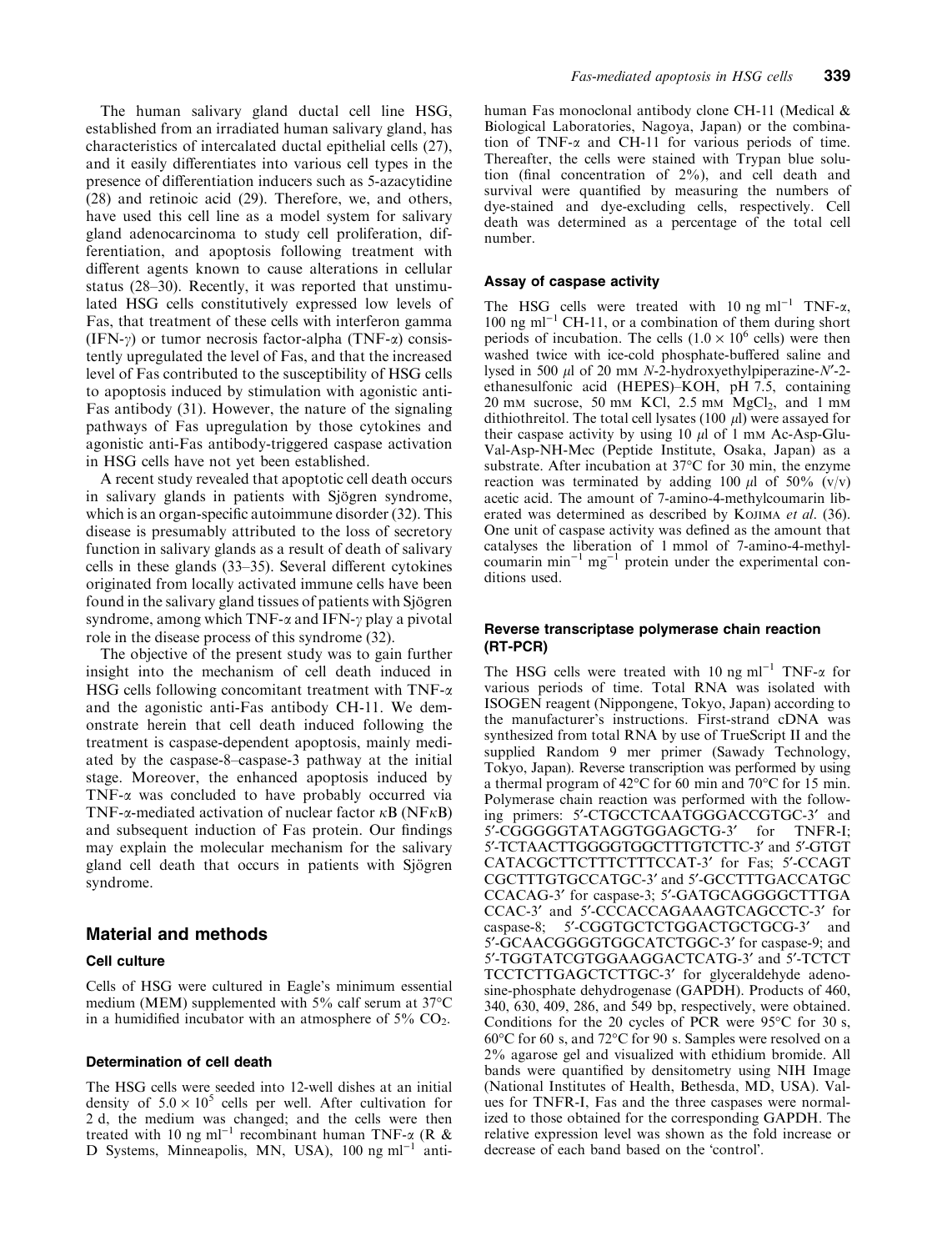The human salivary gland ductal cell line HSG, established from an irradiated human salivary gland, has characteristics of intercalated ductal epithelial cells (27), and it easily differentiates into various cell types in the presence of differentiation inducers such as 5-azacytidine (28) and retinoic acid (29). Therefore, we, and others, have used this cell line as a model system for salivary gland adenocarcinoma to study cell proliferation, differentiation, and apoptosis following treatment with different agents known to cause alterations in cellular status (28–30). Recently, it was reported that unstimulated HSG cells constitutively expressed low levels of Fas, that treatment of these cells with interferon gamma (IFN-$\gamma$) or tumor necrosis factor-alpha (TNF-$\alpha$) consistently upregulated the level of Fas, and that the increased level of Fas contributed to the susceptibility of HSG cells to apoptosis induced by stimulation with agonistic anti-Fas antibody (31). However, the nature of the signaling pathways of Fas upregulation by those cytokines and agonistic anti-Fas antibody-triggered caspase activation in HSG cells have not yet been established.

A recent study revealed that apoptotic cell death occurs in salivary glands in patients with Sjögren syndrome, which is an organ-specific autoimmune disorder (32). This disease is presumably attributed to the loss of secretory function in salivary glands as a result of death of salivary cells in these glands (33–35). Several different cytokines originated from locally activated immune cells have been found in the salivary gland tissues of patients with Sjögren syndrome, among which TNF-$\alpha$ and IFN-$\gamma$ play a pivotal role in the disease process of this syndrome (32).

The objective of the present study was to gain further insight into the mechanism of cell death induced in HSG cells following concomitant treatment with TNF-$\alpha$ and the agonistic anti-Fas antibody CH-11. We demonstrate herein that cell death induced following the treatment is caspase-dependent apoptosis, mainly mediated by the caspase-8–caspase-3 pathway at the initial stage. Moreover, the enhanced apoptosis induced by TNF-$\alpha$ was concluded to have probably occurred via TNF-$\alpha$-mediated activation of nuclear factor $\kappa$B (NF$\kappa$B) and subsequent induction of Fas protein. Our findings may explain the molecular mechanism for the salivary gland cell death that occurs in patients with Sjögren syndrome.

## Material and methods

### Cell culture

Cells of HSG were cultured in Eagle's minimum essential medium (MEM) supplemented with 5% calf serum at 37°C in a humidified incubator with an atmosphere of 5% $CO_2$.

### Determination of cell death

The HSG cells were seeded into 12-well dishes at an initial density of $5.0 \times 10^5$ cells per well. After cultivation for 2 d, the medium was changed; and the cells were then treated with 10 ng ml$^{-1}$ recombinant human TNF-$\alpha$ (R & D Systems, Minneapolis, MN, USA), 100 ng ml$^{-1}$ anti-human Fas monoclonal antibody clone CH-11 (Medical & Biological Laboratories, Nagoya, Japan) or the combination of TNF-$\alpha$ and CH-11 for various periods of time. Thereafter, the cells were stained with Trypan blue solution (final concentration of 2%), and cell death and survival were quantified by measuring the numbers of dye-stained and dye-excluding cells, respectively. Cell death was determined as a percentage of the total cell number.

### Assay of caspase activity

The HSG cells were treated with 10 ng ml$^{-1}$ TNF-$\alpha$, 100 ng ml$^{-1}$ CH-11, or a combination of them during short periods of incubation. The cells ($1.0 \times 10^6$ cells) were then washed twice with ice-cold phosphate-buffered saline and lysed in 500 $\mu$l of 20 mM *N*-2-hydroxyethylpiperazine-*N*′-2-ethanesulfonic acid (HEPES)–KOH, pH 7.5, containing 20 mM sucrose, 50 mM KCl, 2.5 mM $MgCl_2$, and 1 mM dithiothreitol. The total cell lysates (100 $\mu$l) were assayed for their caspase activity by using 10 $\mu$l of 1 mM Ac-Asp-Glu-Val-Asp-NH-Mec (Peptide Institute, Osaka, Japan) as a substrate. After incubation at 37°C for 30 min, the enzyme reaction was terminated by adding 100 $\mu$l of 50% (v/v) acetic acid. The amount of 7-amino-4-methylcoumarin liberated was determined as described by Kojima *et al*. (36). One unit of caspase activity was defined as the amount that catalyses the liberation of 1 mmol of 7-amino-4-methylcoumarin min$^{-1}$ mg$^{-1}$ protein under the experimental conditions used.

### Reverse transcriptase polymerase chain reaction (RT-PCR)

The HSG cells were treated with 10 ng ml$^{-1}$ TNF-$\alpha$ for various periods of time. Total RNA was isolated with ISOGEN reagent (Nippongene, Tokyo, Japan) according to the manufacturer's instructions. First-strand cDNA was synthesized from total RNA by use of TrueScript II and the supplied Random 9 mer primer (Sawady Technology, Tokyo, Japan). Reverse transcription was performed by using a thermal program of 42°C for 60 min and 70°C for 15 min. Polymerase chain reaction was performed with the following primers: 5′-CTGCCTCAATGGGACCGTGC-3′ and 5′-CGGGGGTATAGGTGGAGCTG-3′ for TNFR-I; 5′-TCTAACTTGGGGTGGCTTTGTCTTC-3′ and 5′-GTGTCATACGCTTCTTTCTTTCCAT-3′ for Fas; 5′-CCAGTCGCTTTGTGCCATGC-3′ and 5′-GCCTTTGACCATGCCCACAG-3′ for caspase-3; 5′-GATGCAGGGGCTTTGACCAC-3′ and 5′-CCCACCAGAAAGTCAGCCTC-3′ for caspase-8; 5′-CGGTGCTCTGGACTGCTGCG-3′ and 5′-GCAACGGGGTGGCATCTGGC-3′ for caspase-9; and 5′-TGGTATCGTGGAAGGACTCATG-3′ and 5′-TCTCTTCCTCTTGAGCTCTTGC-3′ for glyceraldehyde adenosine-phosphate dehydrogenase (GAPDH). Products of 460, 340, 630, 409, 286, and 549 bp, respectively, were obtained. Conditions for the 20 cycles of PCR were 95°C for 30 s, 60°C for 60 s, and 72°C for 90 s. Samples were resolved on a 2% agarose gel and visualized with ethidium bromide. All bands were quantified by densitometry using NIH Image (National Institutes of Health, Bethesda, MD, USA). Values for TNFR-I, Fas and the three caspases were normalized to those obtained for the corresponding GAPDH. The relative expression level was shown as the fold increase or decrease of each band based on the 'control'.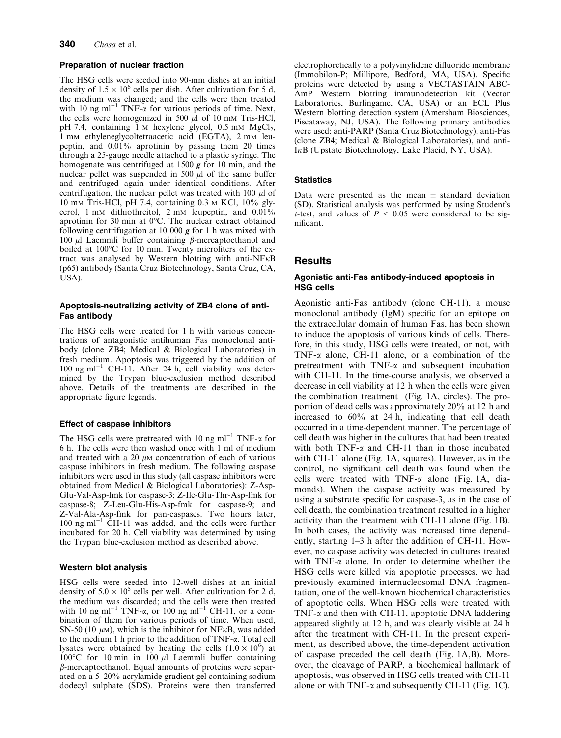### Preparation of nuclear fraction

The HSG cells were seeded into 90-mm dishes at an initial density of $1.5 \times 10^6$ cells per dish. After cultivation for 5 d, the medium was changed; and the cells were then treated with 10 ng ml$^{-1}$ TNF-$\alpha$ for various periods of time. Next, the cells were homogenized in 500 $\mu$l of 10 mM Tris-HCl, pH 7.4, containing 1 M hexylene glycol, 0.5 mM $MgCl_2$, 1 mM ethyleneglycoltetraacetic acid (EGTA), 2 mM leupeptin, and 0.01% aprotinin by passing them 20 times through a 25-gauge needle attached to a plastic syringe. The homogenate was centrifuged at 1500 ***g*** for 10 min, and the nuclear pellet was suspended in 500 $\mu$l of the same buffer and centrifuged again under identical conditions. After centrifugation, the nuclear pellet was treated with 100 $\mu$l of 10 mM Tris-HCl, pH 7.4, containing 0.3 M KCl, 10% glycerol, 1 mM dithiothreitol, 2 mM leupeptin, and 0.01% aprotinin for 30 min at 0°C. The nuclear extract obtained following centrifugation at 10 000 ***g*** for 1 h was mixed with 100 $\mu$l Laemmli buffer containing $\beta$-mercaptoethanol and boiled at 100°C for 10 min. Twenty microliters of the extract was analysed by Western blotting with anti-NF$\kappa$B (p65) antibody (Santa Cruz Biotechnology, Santa Cruz, CA, USA).

### Apoptosis-neutralizing activity of ZB4 clone of anti-Fas antibody

The HSG cells were treated for 1 h with various concentrations of antagonistic antihuman Fas monoclonal antibody (clone ZB4; Medical & Biological Laboratories) in fresh medium. Apoptosis was triggered by the addition of 100 ng ml$^{-1}$ CH-11. After 24 h, cell viability was determined by the Trypan blue-exclusion method described above. Details of the treatments are described in the appropriate figure legends.

### Effect of caspase inhibitors

The HSG cells were pretreated with 10 ng ml$^{-1}$ TNF-$\alpha$ for 6 h. The cells were then washed once with 1 ml of medium and treated with a 20 $\mu$M concentration of each of various caspase inhibitors in fresh medium. The following caspase inhibitors were used in this study (all caspase inhibitors were obtained from Medical & Biological Laboratories): Z-Asp-Glu-Val-Asp-fmk for caspase-3; Z-Ile-Glu-Thr-Asp-fmk for caspase-8; Z-Leu-Glu-His-Asp-fmk for caspase-9; and Z-Val-Ala-Asp-fmk for pan-caspases. Two hours later, 100 ng ml$^{-1}$ CH-11 was added, and the cells were further incubated for 20 h. Cell viability was determined by using the Trypan blue-exclusion method as described above.

### Western blot analysis

HSG cells were seeded into 12-well dishes at an initial density of $5.0 \times 10^5$ cells per well. After cultivation for 2 d, the medium was discarded; and the cells were then treated with 10 ng ml$^{-1}$ TNF-$\alpha$, or 100 ng ml$^{-1}$ CH-11, or a combination of them for various periods of time. When used, SN-50 (10 $\mu$M), which is the inhibitor for NF$\kappa$B, was added to the medium 1 h prior to the addition of TNF-$\alpha$. Total cell lysates were obtained by heating the cells ($1.0 \times 10^6$) at 100°C for 10 min in 100 $\mu$l Laemmli buffer containing $\beta$-mercaptoethanol. Equal amounts of proteins were separated on a 5–20% acrylamide gradient gel containing sodium dodecyl sulphate (SDS). Proteins were then transferred electrophoretically to a polyvinylidene difluoride membrane (Immobilon-P; Millipore, Bedford, MA, USA). Specific proteins were detected by using a VECTASTAIN ABC-AmP Western blotting immunodetection kit (Vector Laboratories, Burlingame, CA, USA) or an ECL Plus Western blotting detection system (Amersham Biosciences, Piscataway, NJ, USA). The following primary antibodies were used: anti-PARP (Santa Cruz Biotechnology), anti-Fas (clone ZB4; Medical & Biological Laboratories), and anti-I$\kappa$B (Upstate Biotechnology, Lake Placid, NY, USA).

### Statistics

Data were presented as the mean ± standard deviation (SD). Statistical analysis was performed by using Student's *t*-test, and values of $P < 0.05$ were considered to be significant.

## Results

### Agonistic anti-Fas antibody-induced apoptosis in HSG cells

Agonistic anti-Fas antibody (clone CH-11), a mouse monoclonal antibody (IgM) specific for an epitope on the extracellular domain of human Fas, has been shown to induce the apoptosis of various kinds of cells. Therefore, in this study, HSG cells were treated, or not, with TNF-$\alpha$ alone, CH-11 alone, or a combination of the pretreatment with TNF-$\alpha$ and subsequent incubation with CH-11. In the time-course analysis, we observed a decrease in cell viability at 12 h when the cells were given the combination treatment (Fig. 1A, circles). The proportion of dead cells was approximately 20% at 12 h and increased to 60% at 24 h, indicating that cell death occurred in a time-dependent manner. The percentage of cell death was higher in the cultures that had been treated with both TNF-$\alpha$ and CH-11 than in those incubated with CH-11 alone (Fig. 1A, squares). However, as in the control, no significant cell death was found when the cells were treated with TNF-$\alpha$ alone (Fig. 1A, diamonds). When the caspase activity was measured by using a substrate specific for caspase-3, as in the case of cell death, the combination treatment resulted in a higher activity than the treatment with CH-11 alone (Fig. 1B). In both cases, the activity was increased time dependently, starting 1–3 h after the addition of CH-11. However, no caspase activity was detected in cultures treated with TNF-$\alpha$ alone. In order to determine whether the HSG cells were killed via apoptotic processes, we had previously examined internucleosomal DNA fragmentation, one of the well-known biochemical characteristics of apoptotic cells. When HSG cells were treated with TNF-$\alpha$ and then with CH-11, apoptotic DNA laddering appeared slightly at 12 h, and was clearly visible at 24 h after the treatment with CH-11. In the present experiment, as described above, the time-dependent activation of caspase preceded the cell death (Fig. 1A,B). Moreover, the cleavage of PARP, a biochemical hallmark of apoptosis, was observed in HSG cells treated with CH-11 alone or with TNF-$\alpha$ and subsequently CH-11 (Fig. 1C).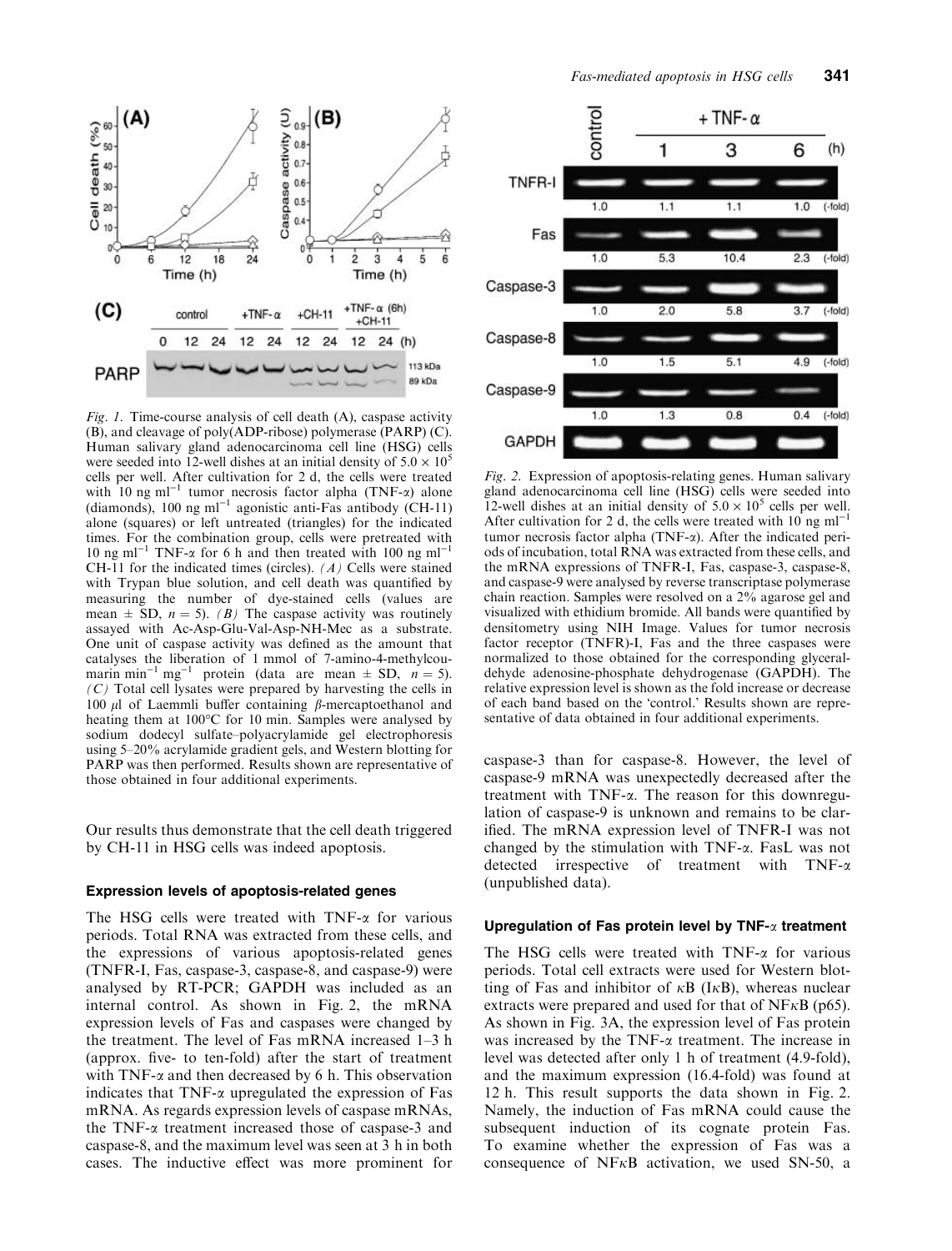*Fig. 1.* Time-course analysis of cell death (A), caspase activity (B), and cleavage of poly(ADP-ribose) polymerase (PARP) (C). Human salivary gland adenocarcinoma cell line (HSG) cells were seeded into 12-well dishes at an initial density of $5.0 \times 10^5$ cells per well. After cultivation for 2 d, the cells were treated with 10 ng ml$^{-1}$ tumor necrosis factor alpha (TNF-α) alone (diamonds), 100 ng ml$^{-1}$ agonistic anti-Fas antibody (CH-11) alone (squares) or left untreated (triangles) for the indicated times. For the combination group, cells were pretreated with 10 ng ml$^{-1}$ TNF-α for 6 h and then treated with 100 ng ml$^{-1}$ CH-11 for the indicated times (circles). *(A)* Cells were stained with Trypan blue solution, and cell death was quantified by measuring the number of dye-stained cells (values are mean ± SD, $n = 5$). *(B)* The caspase activity was routinely assayed with Ac-Asp-Glu-Val-Asp-NH-Mec as a substrate. One unit of caspase activity was defined as the amount that catalyses the liberation of 1 mmol of 7-amino-4-methylcoumarin min$^{-1}$ mg$^{-1}$ protein (data are mean ± SD, $n = 5$). *(C)* Total cell lysates were prepared by harvesting the cells in 100 μl of Laemmli buffer containing β-mercaptoethanol and heating them at 100°C for 10 min. Samples were analysed by sodium dodecyl sulfate–polyacrylamide gel electrophoresis using 5–20% acrylamide gradient gels, and Western blotting for PARP was then performed. Results shown are representative of those obtained in four additional experiments.

Our results thus demonstrate that the cell death triggered by CH-11 in HSG cells was indeed apoptosis.

### Expression levels of apoptosis-related genes

The HSG cells were treated with TNF-α for various periods. Total RNA was extracted from these cells, and the expressions of various apoptosis-related genes (TNFR-I, Fas, caspase-3, caspase-8, and caspase-9) were analysed by RT-PCR; GAPDH was included as an internal control. As shown in Fig. 2, the mRNA expression levels of Fas and caspases were changed by the treatment. The level of Fas mRNA increased 1–3 h (approx. five- to ten-fold) after the start of treatment with TNF-α and then decreased by 6 h. This observation indicates that TNF-α upregulated the expression of Fas mRNA. As regards expression levels of caspase mRNAs, the TNF-α treatment increased those of caspase-3 and caspase-8, and the maximum level was seen at 3 h in both cases. The inductive effect was more prominent for caspase-3 than for caspase-8. However, the level of caspase-9 mRNA was unexpectedly decreased after the treatment with TNF-α. The reason for this downregulation of caspase-9 is unknown and remains to be clarified. The mRNA expression level of TNFR-I was not changed by the stimulation with TNF-α. FasL was not detected irrespective of treatment with TNF-α (unpublished data).

*Fig. 2.* Expression of apoptosis-relating genes. Human salivary gland adenocarcinoma cell line (HSG) cells were seeded into 12-well dishes at an initial density of $5.0 \times 10^5$ cells per well. After cultivation for 2 d, the cells were treated with 10 ng ml$^{-1}$ tumor necrosis factor alpha (TNF-α). After the indicated periods of incubation, total RNA was extracted from these cells, and the mRNA expressions of TNFR-I, Fas, caspase-3, caspase-8, and caspase-9 were analysed by reverse transcriptase polymerase chain reaction. Samples were resolved on a 2% agarose gel and visualized with ethidium bromide. All bands were quantified by densitometry using NIH Image. Values for tumor necrosis factor receptor (TNFR)-I, Fas and the three caspases were normalized to those obtained for the corresponding glyceraldehyde adenosine-phosphate dehydrogenase (GAPDH). The relative expression level is shown as the fold increase or decrease of each band based on the 'control.' Results shown are representative of data obtained in four additional experiments.

### Upregulation of Fas protein level by TNF-α treatment

The HSG cells were treated with TNF-α for various periods. Total cell extracts were used for Western blotting of Fas and inhibitor of κB (IκB), whereas nuclear extracts were prepared and used for that of NFκB (p65). As shown in Fig. 3A, the expression level of Fas protein was increased by the TNF-α treatment. The increase in level was detected after only 1 h of treatment (4.9-fold), and the maximum expression (16.4-fold) was found at 12 h. This result supports the data shown in Fig. 2. Namely, the induction of Fas mRNA could cause the subsequent induction of its cognate protein Fas. To examine whether the expression of Fas was a consequence of NFκB activation, we used SN-50, a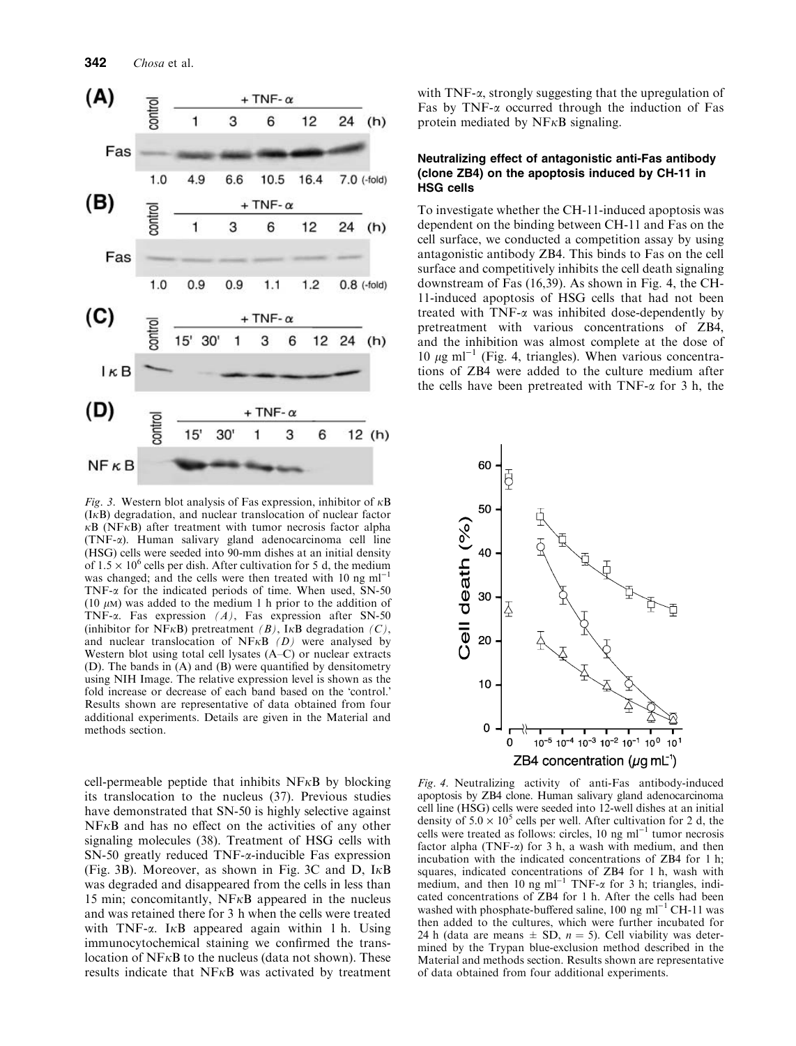*Fig. 3.* Western blot analysis of Fas expression, inhibitor of κB (IκB) degradation, and nuclear translocation of nuclear factor κB (NFκB) after treatment with tumor necrosis factor alpha (TNF-α). Human salivary gland adenocarcinoma cell line (HSG) cells were seeded into 90-mm dishes at an initial density of $1.5 \times 10^6$ cells per dish. After cultivation for 5 d, the medium was changed; and the cells were then treated with 10 ng $ml^{-1}$ TNF-α for the indicated periods of time. When used, SN-50 (10 μM) was added to the medium 1 h prior to the addition of TNF-α. Fas expression *(A)*, Fas expression after SN-50 (inhibitor for NFκB) pretreatment *(B)*, IκB degradation *(C)*, and nuclear translocation of NFκB *(D)* were analysed by Western blot using total cell lysates (A–C) or nuclear extracts (D). The bands in (A) and (B) were quantified by densitometry using NIH Image. The relative expression level is shown as the fold increase or decrease of each band based on the 'control.' Results shown are representative of data obtained from four additional experiments. Details are given in the Material and methods section.

cell-permeable peptide that inhibits NFκB by blocking its translocation to the nucleus (37). Previous studies have demonstrated that SN-50 is highly selective against NFκB and has no effect on the activities of any other signaling molecules (38). Treatment of HSG cells with SN-50 greatly reduced TNF-α-inducible Fas expression (Fig. 3B). Moreover, as shown in Fig. 3C and D, IκB was degraded and disappeared from the cells in less than 15 min; concomitantly, NFκB appeared in the nucleus and was retained there for 3 h when the cells were treated with TNF-α. IκB appeared again within 1 h. Using immunocytochemical staining we confirmed the translocation of NFκB to the nucleus (data not shown). These results indicate that NFκB was activated by treatment with TNF-α, strongly suggesting that the upregulation of Fas by TNF-α occurred through the induction of Fas protein mediated by NFκB signaling.

### Neutralizing effect of antagonistic anti-Fas antibody (clone ZB4) on the apoptosis induced by CH-11 in HSG cells

To investigate whether the CH-11-induced apoptosis was dependent on the binding between CH-11 and Fas on the cell surface, we conducted a competition assay by using antagonistic antibody ZB4. This binds to Fas on the cell surface and competitively inhibits the cell death signaling downstream of Fas (16,39). As shown in Fig. 4, the CH-11-induced apoptosis of HSG cells that had not been treated with TNF-α was inhibited dose-dependently by pretreatment with various concentrations of ZB4, and the inhibition was almost complete at the dose of 10 μg $ml^{-1}$ (Fig. 4, triangles). When various concentrations of ZB4 were added to the culture medium after the cells have been pretreated with TNF-α for 3 h, the

*Fig. 4.* Neutralizing activity of anti-Fas antibody-induced apoptosis by ZB4 clone. Human salivary gland adenocarcinoma cell line (HSG) cells were seeded into 12-well dishes at an initial density of $5.0 \times 10^5$ cells per well. After cultivation for 2 d, the cells were treated as follows: circles, 10 ng $ml^{-1}$ tumor necrosis factor alpha (TNF-α) for 3 h, a wash with medium, and then incubation with the indicated concentrations of ZB4 for 1 h; squares, indicated concentrations of ZB4 for 1 h, wash with medium, and then 10 ng $ml^{-1}$ TNF-α for 3 h; triangles, indicated concentrations of ZB4 for 1 h. After the cells had been washed with phosphate-buffered saline, 100 ng $ml^{-1}$ CH-11 was then added to the cultures, which were further incubated for 24 h (data are means ± SD, $n = 5$). Cell viability was determined by the Trypan blue-exclusion method described in the Material and methods section. Results shown are representative of data obtained from four additional experiments.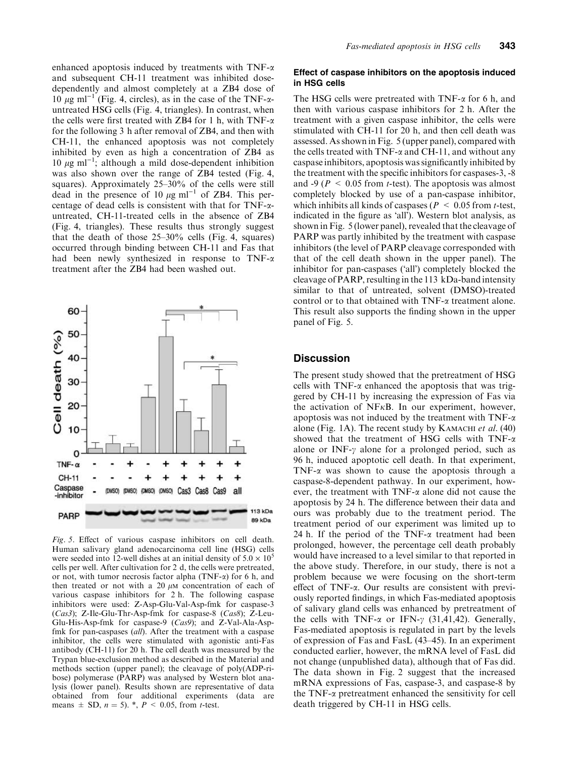enhanced apoptosis induced by treatments with TNF-$\alpha$ and subsequent CH-11 treatment was inhibited dose-dependently and almost completely at a ZB4 dose of 10 $\mu$g ml$^{-1}$ (Fig. 4, circles), as in the case of the TNF-$\alpha$-untreated HSG cells (Fig. 4, triangles). In contrast, when the cells were first treated with ZB4 for 1 h, with TNF-$\alpha$ for the following 3 h after removal of ZB4, and then with CH-11, the enhanced apoptosis was not completely inhibited by even as high a concentration of ZB4 as 10 $\mu$g ml$^{-1}$; although a mild dose-dependent inhibition was also shown over the range of ZB4 tested (Fig. 4, squares). Approximately 25–30% of the cells were still dead in the presence of 10 $\mu$g ml$^{-1}$ of ZB4. This percentage of dead cells is consistent with that for TNF-$\alpha$-untreated, CH-11-treated cells in the absence of ZB4 (Fig. 4, triangles). These results thus strongly suggest that the death of those 25–30% cells (Fig. 4, squares) occurred through binding between CH-11 and Fas that had been newly synthesized in response to TNF-$\alpha$ treatment after the ZB4 had been washed out.

*Fig. 5.* Effect of various caspase inhibitors on cell death. Human salivary gland adenocarcinoma cell line (HSG) cells were seeded into 12-well dishes at an initial density of $5.0 \times 10^5$ cells per well. After cultivation for 2 d, the cells were pretreated, or not, with tumor necrosis factor alpha (TNF-$\alpha$) for 6 h, and then treated or not with a 20 $\mu$M concentration of each of various caspase inhibitors for 2 h. The following caspase inhibitors were used: Z-Asp-Glu-Val-Asp-fmk for caspase-3 (*Cas3*); Z-Ile-Glu-Thr-Asp-fmk for caspase-8 (*Cas8*); Z-Leu-Glu-His-Asp-fmk for caspase-9 (*Cas9*); and Z-Val-Ala-Asp-fmk for pan-caspases (*all*). After the treatment with a caspase inhibitor, the cells were stimulated with agonistic anti-Fas antibody (CH-11) for 20 h. The cell death was measured by the Trypan blue-exclusion method as described in the Material and methods section (upper panel); the cleavage of poly(ADP-ribose) polymerase (PARP) was analysed by Western blot analysis (lower panel). Results shown are representative of data obtained from four additional experiments (data are means ± SD, $n = 5$). *, $P < 0.05$, from $t$-test.

### Effect of caspase inhibitors on the apoptosis induced in HSG cells

The HSG cells were pretreated with TNF-$\alpha$ for 6 h, and then with various caspase inhibitors for 2 h. After the treatment with a given caspase inhibitor, the cells were stimulated with CH-11 for 20 h, and then cell death was assessed. As shown in Fig. 5 (upper panel), compared with the cells treated with TNF-$\alpha$ and CH-11, and without any caspase inhibitors, apoptosis was significantly inhibited by the treatment with the specific inhibitors for caspases-3, -8 and -9 ($P < 0.05$ from $t$-test). The apoptosis was almost completely blocked by use of a pan-caspase inhibitor, which inhibits all kinds of caspases ($P < 0.05$ from $t$-test, indicated in the figure as 'all'). Western blot analysis, as shown in Fig. 5 (lower panel), revealed that the cleavage of PARP was partly inhibited by the treatment with caspase inhibitors (the level of PARP cleavage corresponded with that of the cell death shown in the upper panel). The inhibitor for pan-caspases ('all') completely blocked the cleavage of PARP, resulting in the 113 kDa-band intensity similar to that of untreated, solvent (DMSO)-treated control or to that obtained with TNF-$\alpha$ treatment alone. This result also supports the finding shown in the upper panel of Fig. 5.

## Discussion

The present study showed that the pretreatment of HSG cells with TNF-$\alpha$ enhanced the apoptosis that was triggered by CH-11 by increasing the expression of Fas via the activation of NF$\kappa$B. In our experiment, however, apoptosis was not induced by the treatment with TNF-$\alpha$ alone (Fig. 1A). The recent study by Kamachi *et al.* (40) showed that the treatment of HSG cells with TNF-$\alpha$ alone or INF-$\gamma$ alone for a prolonged period, such as 96 h, induced apoptotic cell death. In that experiment, TNF-$\alpha$ was shown to cause the apoptosis through a caspase-8-dependent pathway. In our experiment, however, the treatment with TNF-$\alpha$ alone did not cause the apoptosis by 24 h. The difference between their data and ours was probably due to the treatment period. The treatment period of our experiment was limited up to 24 h. If the period of the TNF-$\alpha$ treatment had been prolonged, however, the percentage cell death probably would have increased to a level similar to that reported in the above study. Therefore, in our study, there is not a problem because we were focusing on the short-term effect of TNF-$\alpha$. Our results are consistent with previously reported findings, in which Fas-mediated apoptosis of salivary gland cells was enhanced by pretreatment of the cells with TNF-$\alpha$ or IFN-$\gamma$ (31,41,42). Generally, Fas-mediated apoptosis is regulated in part by the levels of expression of Fas and FasL (43–45). In an experiment conducted earlier, however, the mRNA level of FasL did not change (unpublished data), although that of Fas did. The data shown in Fig. 2 suggest that the increased mRNA expressions of Fas, caspase-3, and caspase-8 by the TNF-$\alpha$ pretreatment enhanced the sensitivity for cell death triggered by CH-11 in HSG cells.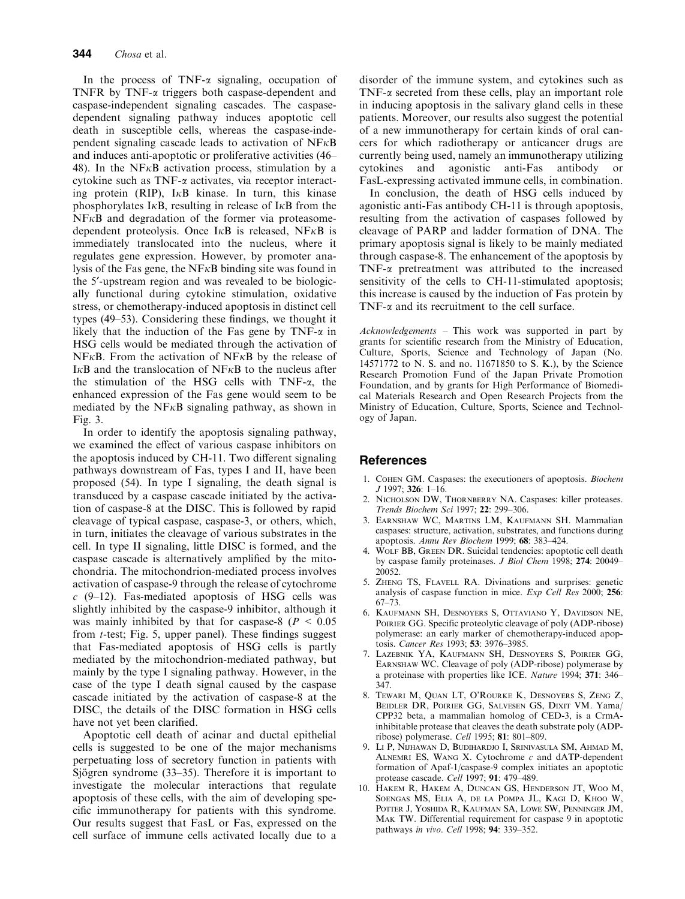In the process of TNF-α signaling, occupation of TNFR by TNF-α triggers both caspase-dependent and caspase-independent signaling cascades. The caspase-dependent signaling pathway induces apoptotic cell death in susceptible cells, whereas the caspase-independent signaling cascade leads to activation of NFκB and induces anti-apoptotic or proliferative activities (46–48). In the NFκB activation process, stimulation by a cytokine such as TNF-α activates, via receptor interacting protein (RIP), IκB kinase. In turn, this kinase phosphorylates IκB, resulting in release of IκB from the NFκB and degradation of the former via proteasome-dependent proteolysis. Once IκB is released, NFκB is immediately translocated into the nucleus, where it regulates gene expression. However, by promoter analysis of the Fas gene, the NFκB binding site was found in the 5′-upstream region and was revealed to be biologically functional during cytokine stimulation, oxidative stress, or chemotherapy-induced apoptosis in distinct cell types (49–53). Considering these findings, we thought it likely that the induction of the Fas gene by TNF-α in HSG cells would be mediated through the activation of NFκB. From the activation of NFκB by the release of IκB and the translocation of NFκB to the nucleus after the stimulation of the HSG cells with TNF-α, the enhanced expression of the Fas gene would seem to be mediated by the NFκB signaling pathway, as shown in Fig. 3.

In order to identify the apoptosis signaling pathway, we examined the effect of various caspase inhibitors on the apoptosis induced by CH-11. Two different signaling pathways downstream of Fas, types I and II, have been proposed (54). In type I signaling, the death signal is transduced by a caspase cascade initiated by the activation of caspase-8 at the DISC. This is followed by rapid cleavage of typical caspase, caspase-3, or others, which, in turn, initiates the cleavage of various substrates in the cell. In type II signaling, little DISC is formed, and the caspase cascade is alternatively amplified by the mitochondria. The mitochondrion-mediated process involves activation of caspase-9 through the release of cytochrome *c* (9–12). Fas-mediated apoptosis of HSG cells was slightly inhibited by the caspase-9 inhibitor, although it was mainly inhibited by that for caspase-8 ($P < 0.05$ from *t*-test; Fig. 5, upper panel). These findings suggest that Fas-mediated apoptosis of HSG cells is partly mediated by the mitochondrion-mediated pathway, but mainly by the type I signaling pathway. However, in the case of the type I death signal caused by the caspase cascade initiated by the activation of caspase-8 at the DISC, the details of the DISC formation in HSG cells have not yet been clarified.

Apoptotic cell death of acinar and ductal epithelial cells is suggested to be one of the major mechanisms perpetuating loss of secretory function in patients with Sjögren syndrome (33–35). Therefore it is important to investigate the molecular interactions that regulate apoptosis of these cells, with the aim of developing specific immunotherapy for patients with this syndrome. Our results suggest that FasL or Fas, expressed on the cell surface of immune cells activated locally due to a disorder of the immune system, and cytokines such as TNF-α secreted from these cells, play an important role in inducing apoptosis in the salivary gland cells in these patients. Moreover, our results also suggest the potential of a new immunotherapy for certain kinds of oral cancers for which radiotherapy or anticancer drugs are currently being used, namely an immunotherapy utilizing cytokines and agonistic anti-Fas antibody or FasL-expressing activated immune cells, in combination.

In conclusion, the death of HSG cells induced by agonistic anti-Fas antibody CH-11 is through apoptosis, resulting from the activation of caspases followed by cleavage of PARP and ladder formation of DNA. The primary apoptosis signal is likely to be mainly mediated through caspase-8. The enhancement of the apoptosis by TNF-α pretreatment was attributed to the increased sensitivity of the cells to CH-11-stimulated apoptosis; this increase is caused by the induction of Fas protein by TNF-α and its recruitment to the cell surface.

*Acknowledgements* – This work was supported in part by grants for scientific research from the Ministry of Education, Culture, Sports, Science and Technology of Japan (No. 14571772 to N. S. and no. 11671850 to S. K.), by the Science Research Promotion Fund of the Japan Private Promotion Foundation, and by grants for High Performance of Biomedical Materials Research and Open Research Projects from the Ministry of Education, Culture, Sports, Science and Technology of Japan.

## References

1. Cohen GM. Caspases: the executioners of apoptosis. *Biochem J* 1997; **326**: 1–16.
2. Nicholson DW, Thornberry NA. Caspases: killer proteases. *Trends Biochem Sci* 1997; **22**: 299–306.
3. Earnshaw WC, Martins LM, Kaufmann SH. Mammalian caspases: structure, activation, substrates, and functions during apoptosis. *Annu Rev Biochem* 1999; **68**: 383–424.
4. Wolf BB, Green DR. Suicidal tendencies: apoptotic cell death by caspase family proteinases. *J Biol Chem* 1998; **274**: 20049–20052.
5. Zheng TS, Flavell RA. Divinations and surprises: genetic analysis of caspase function in mice. *Exp Cell Res* 2000; **256**: 67–73.
6. Kaufmann SH, Desnoyers S, Ottaviano Y, Davidson NE, Poirier GG. Specific proteolytic cleavage of poly (ADP-ribose) polymerase: an early marker of chemotherapy-induced apoptosis. *Cancer Res* 1993; **53**: 3976–3985.
7. Lazebnik YA, Kaufmann SH, Desnoyers S, Poirier GG, Earnshaw WC. Cleavage of poly (ADP-ribose) polymerase by a proteinase with properties like ICE. *Nature* 1994; **371**: 346–347.
8. Tewari M, Quan LT, O'Rourke K, Desnoyers S, Zeng Z, Beidler DR, Poirier GG, Salvesen GS, Dixit VM. Yama/CPP32 beta, a mammalian homolog of CED-3, is a CrmA-inhibitable protease that cleaves the death substrate poly (ADP-ribose) polymerase. *Cell* 1995; **81**: 801–809.
9. Li P, Nijhawan D, Budihardjo I, Srinivasula SM, Ahmad M, Alnemri ES, Wang X. Cytochrome *c* and dATP-dependent formation of Apaf-1/caspase-9 complex initiates an apoptotic protease cascade. *Cell* 1997; **91**: 479–489.
10. Hakem R, Hakem A, Duncan GS, Henderson JT, Woo M, Soengas MS, Elia A, de la Pompa JL, Kagi D, Khoo W, Potter J, Yoshida R, Kaufman SA, Lowe SW, Penninger JM, Mak TW. Differential requirement for caspase 9 in apoptotic pathways *in vivo*. *Cell* 1998; **94**: 339–352.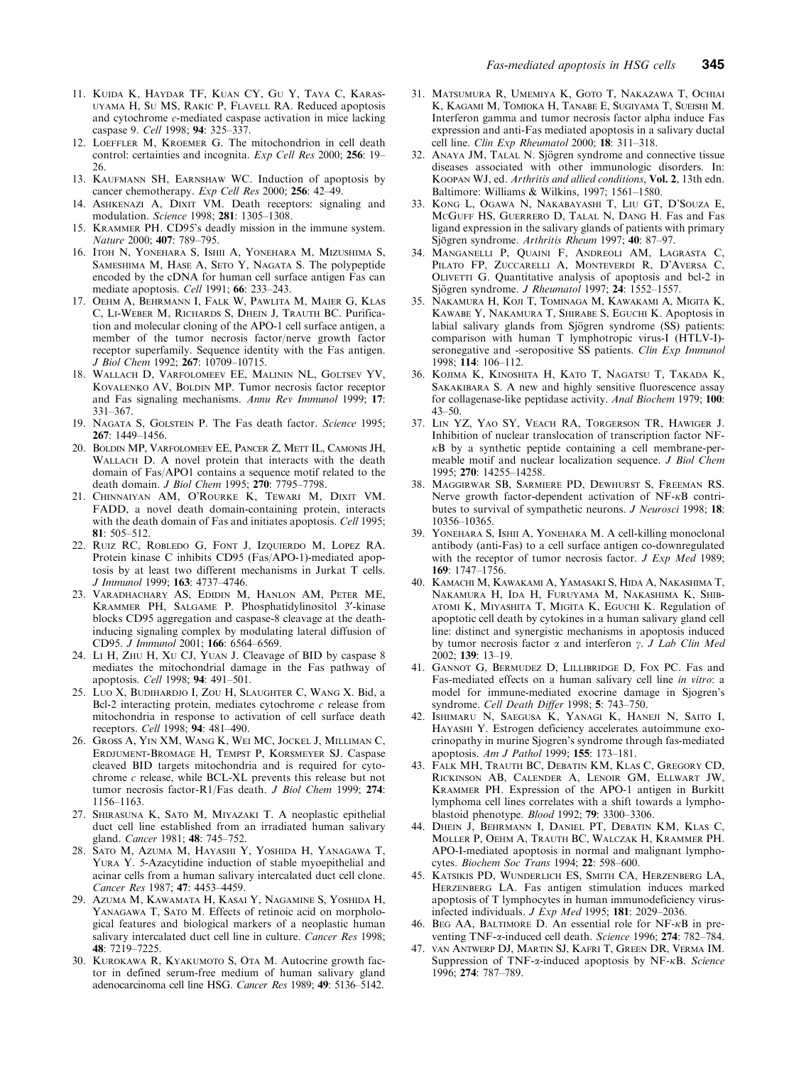11. Kuida K, Haydar TF, Kuan CY, Gu Y, Taya C, Karasuyama H, Su MS, Rakic P, Flavell RA. Reduced apoptosis and cytochrome *c*-mediated caspase activation in mice lacking caspase 9. *Cell* 1998; **94**: 325–337.
12. Loeffler M, Kroemer G. The mitochondrion in cell death control: certainties and incognita. *Exp Cell Res* 2000; **256**: 19–26.
13. Kaufmann SH, Earnshaw WC. Induction of apoptosis by cancer chemotherapy. *Exp Cell Res* 2000; **256**: 42–49.
14. Ashkenazi A, Dixit VM. Death receptors: signaling and modulation. *Science* 1998; **281**: 1305–1308.
15. Krammer PH. CD95's deadly mission in the immune system. *Nature* 2000; **407**: 789–795.
16. Itoh N, Yonehara S, Ishii A, Yonehara M, Mizushima S, Sameshima M, Hase A, Seto Y, Nagata S. The polypeptide encoded by the cDNA for human cell surface antigen Fas can mediate apoptosis. *Cell* 1991; **66**: 233–243.
17. Oehm A, Behrmann I, Falk W, Pawlita M, Maier G, Klas C, Li-Weber M, Richards S, Dhein J, Trauth BC. Purification and molecular cloning of the APO-1 cell surface antigen, a member of the tumor necrosis factor/nerve growth factor receptor superfamily. Sequence identity with the Fas antigen. *J Biol Chem* 1992; **267**: 10709–10715.
18. Wallach D, Varfolomeev EE, Malinin NL, Goltsev YV, Kovalenko AV, Boldin MP. Tumor necrosis factor receptor and Fas signaling mechanisms. *Annu Rev Immunol* 1999; **17**: 331–367.
19. Nagata S, Golstein P. The Fas death factor. *Science* 1995; **267**: 1449–1456.
20. Boldin MP, Varfolomeev EE, Pancer Z, Mett IL, Camonis JH, Wallach D. A novel protein that interacts with the death domain of Fas/APO1 contains a sequence motif related to the death domain. *J Biol Chem* 1995; **270**: 7795–7798.
21. Chinnaiyan AM, O'Rourke K, Tewari M, Dixit VM. FADD, a novel death domain-containing protein, interacts with the death domain of Fas and initiates apoptosis. *Cell* 1995; **81**: 505–512.
22. Ruiz RC, Robledo G, Font J, Izquierdo M, Lopez RA. Protein kinase C inhibits CD95 (Fas/APO-1)-mediated apoptosis by at least two different mechanisms in Jurkat T cells. *J Immunol* 1999; **163**: 4737–4746.
23. Varadhachary AS, Edidin M, Hanlon AM, Peter ME, Krammer PH, Salgame P. Phosphatidylinositol 3′-kinase blocks CD95 aggregation and caspase-8 cleavage at the death-inducing signaling complex by modulating lateral diffusion of CD95. *J Immunol* 2001; **166**: 6564–6569.
24. Li H, Zhu H, Xu CJ, Yuan J. Cleavage of BID by caspase 8 mediates the mitochondrial damage in the Fas pathway of apoptosis. *Cell* 1998; **94**: 491–501.
25. Luo X, Budihardjo I, Zou H, Slaughter C, Wang X. Bid, a Bcl-2 interacting protein, mediates cytochrome *c* release from mitochondria in response to activation of cell surface death receptors. *Cell* 1998; **94**: 481–490.
26. Gross A, Yin XM, Wang K, Wei MC, Jockel J, Milliman C, Erdjument-Bromage H, Tempst P, Korsmeyer SJ. Caspase cleaved BID targets mitochondria and is required for cytochrome *c* release, while BCL-XL prevents this release but not tumor necrosis factor-R1/Fas death. *J Biol Chem* 1999; **274**: 1156–1163.
27. Shirasuna K, Sato M, Miyazaki T. A neoplastic epithelial duct cell line established from an irradiated human salivary gland. *Cancer* 1981; **48**: 745–752.
28. Sato M, Azuma M, Hayashi Y, Yoshida H, Yanagawa T, Yura Y. 5-Azacytidine induction of stable myoepithelial and acinar cells from a human salivary intercalated duct cell clone. *Cancer Res* 1987; **47**: 4453–4459.
29. Azuma M, Kawamata H, Kasai Y, Nagamine S, Yoshida H, Yanagawa T, Sato M. Effects of retinoic acid on morphological features and biological markers of a neoplastic human salivary intercalated duct cell line in culture. *Cancer Res* 1998; **48**: 7219–7225.
30. Kurokawa R, Kyakumoto S, Ota M. Autocrine growth factor in defined serum-free medium of human salivary gland adenocarcinoma cell line HSG. *Cancer Res* 1989; **49**: 5136–5142.
31. Matsumura R, Umemiya K, Goto T, Nakazawa T, Ochiai K, Kagami M, Tomioka H, Tanabe E, Sugiyama T, Sueishi M. Interferon gamma and tumor necrosis factor alpha induce Fas expression and anti-Fas mediated apoptosis in a salivary ductal cell line. *Clin Exp Rheumatol* 2000; **18**: 311–318.
32. Anaya JM, Talal N. Sjögren syndrome and connective tissue diseases associated with other immunologic disorders. In: Koopan WJ, ed. *Arthritis and allied conditions*, **Vol. 2**, 13th edn. Baltimore: Williams & Wilkins, 1997; 1561–1580.
33. Kong L, Ogawa N, Nakabayashi T, Liu GT, D'Souza E, McGuff HS, Guerrero D, Talal N, Dang H. Fas and Fas ligand expression in the salivary glands of patients with primary Sjögren syndrome. *Arthritis Rheum* 1997; **40**: 87–97.
34. Manganelli P, Quaini F, Andreoli AM, Lagrasta C, Pilato FP, Zuccarelli A, Monteverdi R, D'Aversa C, Olivetti G. Quantitative analysis of apoptosis and bcl-2 in Sjögren syndrome. *J Rheumatol* 1997; **24**: 1552–1557.
35. Nakamura H, Koji T, Tominaga M, Kawakami A, Migita K, Kawabe Y, Nakamura T, Shirabe S, Eguchi K. Apoptosis in labial salivary glands from Sjögren syndrome (SS) patients: comparison with human T lymphotropic virus-I (HTLV-I)-seronegative and -seropositive SS patients. *Clin Exp Immunol* 1998; **114**: 106–112.
36. Kojima K, Kinoshita H, Kato T, Nagatsu T, Takada K, Sakakibara S. A new and highly sensitive fluorescence assay for collagenase-like peptidase activity. *Anal Biochem* 1979; **100**: 43–50.
37. Lin YZ, Yao SY, Veach RA, Torgerson TR, Hawiger J. Inhibition of nuclear translocation of transcription factor NF-κB by a synthetic peptide containing a cell membrane-permeable motif and nuclear localization sequence. *J Biol Chem* 1995; **270**: 14255–14258.
38. Maggirwar SB, Sarmiere PD, Dewhurst S, Freeman RS. Nerve growth factor-dependent activation of NF-κB contributes to survival of sympathetic neurons. *J Neurosci* 1998; **18**: 10356–10365.
39. Yonehara S, Ishii A, Yonehara M. A cell-killing monoclonal antibody (anti-Fas) to a cell surface antigen co-downregulated with the receptor of tumor necrosis factor. *J Exp Med* 1989; **169**: 1747–1756.
40. Kamachi M, Kawakami A, Yamasaki S, Hida A, Nakashima T, Nakamura H, Ida H, Furuyama M, Nakashima K, Shibatomi K, Miyashita T, Migita K, Eguchi K. Regulation of apoptotic cell death by cytokines in a human salivary gland cell line: distinct and synergistic mechanisms in apoptosis induced by tumor necrosis factor α and interferon γ. *J Lab Clin Med* 2002; **139**: 13–19.
41. Gannot G, Bermudez D, Lillibridge D, Fox PC. Fas and Fas-mediated effects on a human salivary cell line *in vitro*: a model for immune-mediated exocrine damage in Sjogren's syndrome. *Cell Death Differ* 1998; **5**: 743–750.
42. Ishimaru N, Saegusa K, Yanagi K, Haneji N, Saito I, Hayashi Y. Estrogen deficiency accelerates autoimmune exocrinopathy in murine Sjogren's syndrome through fas-mediated apoptosis. *Am J Pathol* 1999; **155**: 173–181.
43. Falk MH, Trauth BC, Debatin KM, Klas C, Gregory CD, Rickinson AB, Calender A, Lenoir GM, Ellwart JW, Krammer PH. Expression of the APO-1 antigen in Burkitt lymphoma cell lines correlates with a shift towards a lymphoblastoid phenotype. *Blood* 1992; **79**: 3300–3306.
44. Dhein J, Behrmann I, Daniel PT, Debatin KM, Klas C, Moller P, Oehm A, Trauth BC, Walczak H, Krammer PH. APO-I-mediated apoptosis in normal and malignant lymphocytes. *Biochem Soc Trans* 1994; **22**: 598–600.
45. Katsikis PD, Wunderlich ES, Smith CA, Herzenberg LA, Herzenberg LA. Fas antigen stimulation induces marked apoptosis of T lymphocytes in human immunodeficiency virus-infected individuals. *J Exp Med* 1995; **181**: 2029–2036.
46. Beg AA, Baltimore D. An essential role for NF-κB in preventing TNF-α-induced cell death. *Science* 1996; **274**: 782–784.
47. van Antwerp DJ, Martin SJ, Kafri T, Green DR, Verma IM. Suppression of TNF-α-induced apoptosis by NF-κB. *Science* 1996; **274**: 787–789.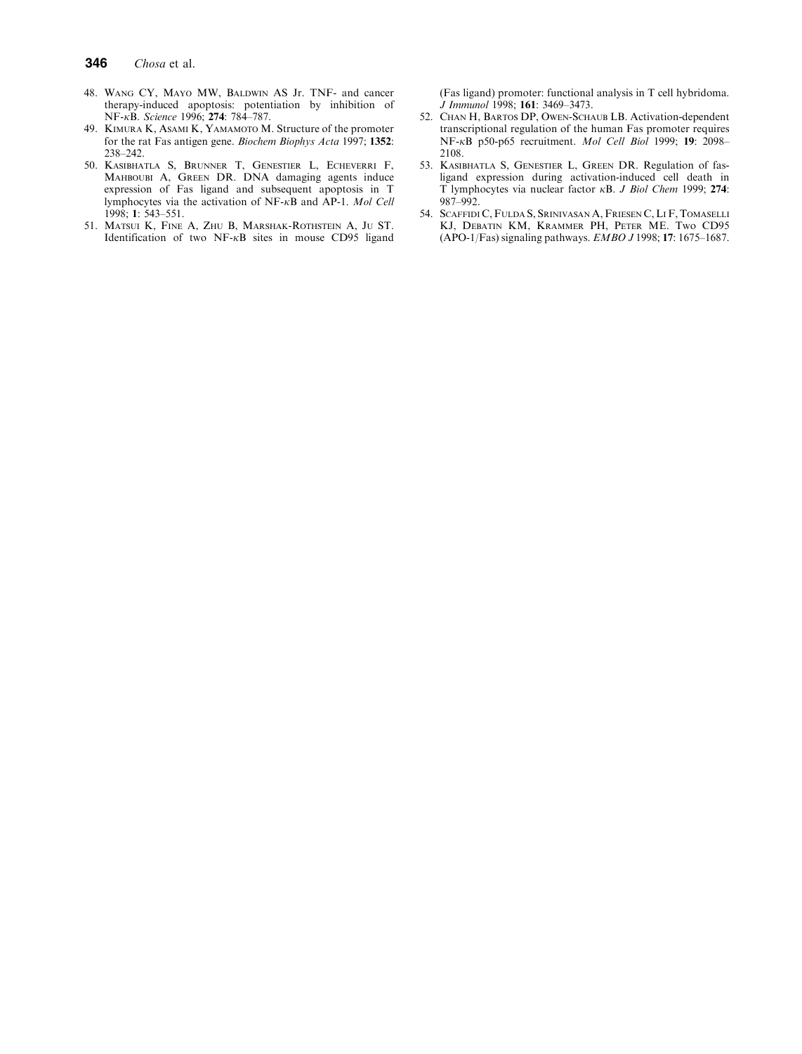48. Wang CY, Mayo MW, Baldwin AS Jr. TNF- and cancer therapy-induced apoptosis: potentiation by inhibition of NF-κB. *Science* 1996; **274**: 784–787.
49. Kimura K, Asami K, Yamamoto M. Structure of the promoter for the rat Fas antigen gene. *Biochem Biophys Acta* 1997; **1352**: 238–242.
50. Kasibhatla S, Brunner T, Genestier L, Echeverri F, Mahboubi A, Green DR. DNA damaging agents induce expression of Fas ligand and subsequent apoptosis in T lymphocytes via the activation of NF-κB and AP-1. *Mol Cell* 1998; **1**: 543–551.
51. Matsui K, Fine A, Zhu B, Marshak-Rothstein A, Ju ST. Identification of two NF-κB sites in mouse CD95 ligand (Fas ligand) promoter: functional analysis in T cell hybridoma. *J Immunol* 1998; **161**: 3469–3473.
52. Chan H, Bartos DP, Owen-Schaub LB. Activation-dependent transcriptional regulation of the human Fas promoter requires NF-κB p50-p65 recruitment. *Mol Cell Biol* 1999; **19**: 2098–2108.
53. Kasibhatla S, Genestier L, Green DR. Regulation of fas-ligand expression during activation-induced cell death in T lymphocytes via nuclear factor κB. *J Biol Chem* 1999; **274**: 987–992.
54. Scaffidi C, Fulda S, Srinivasan A, Friesen C, Li F, Tomaselli KJ, Debatin KM, Krammer PH, Peter ME. Two CD95 (APO-1/Fas) signaling pathways. *EMBO J* 1998; **17**: 1675–1687.